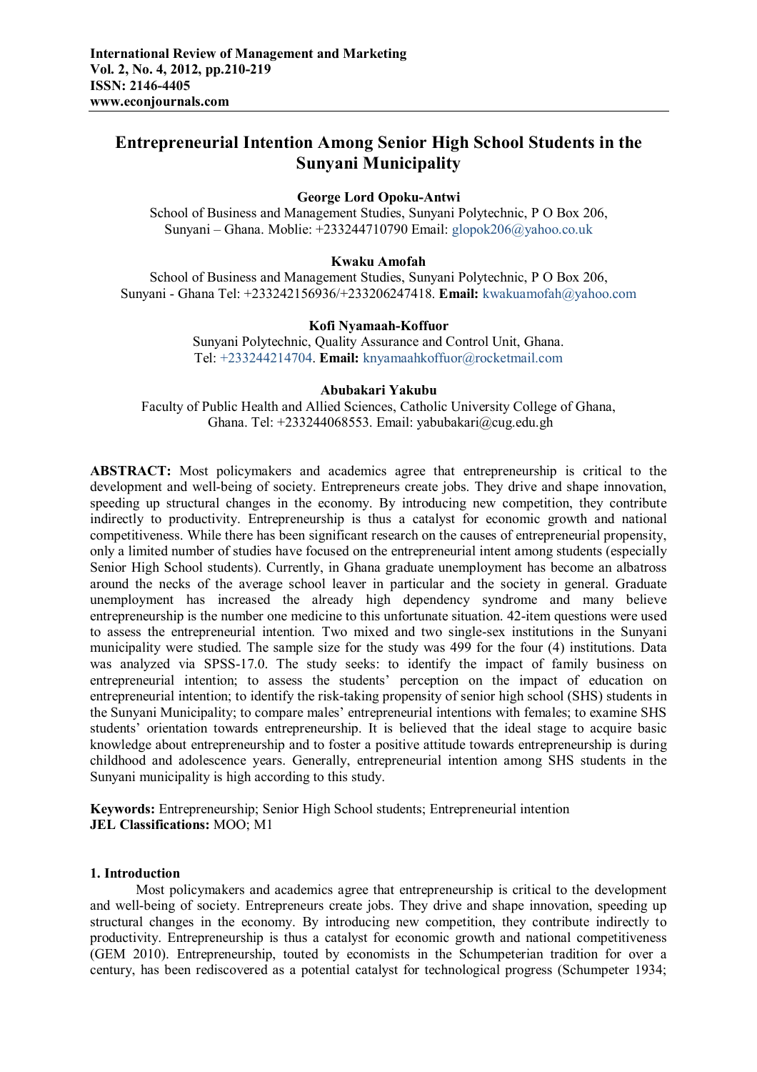**International Review of Management and Marketing**
**Vol. 2, No. 4, 2012, pp.210-219**
**ISSN: 2146-4405**
**www.econjournals.com**

# Entrepreneurial Intention Among Senior High School Students in the Sunyani Municipality

**George Lord Opoku-Antwi**
School of Business and Management Studies, Sunyani Polytechnic, P O Box 206, Sunyani – Ghana. Moblie: +233244710790 Email: glopok206@yahoo.co.uk

**Kwaku Amofah**
School of Business and Management Studies, Sunyani Polytechnic, P O Box 206, Sunyani - Ghana Tel: +233242156936/+233206247418. **Email:** kwakuamofah@yahoo.com

**Kofi Nyamaah-Koffuor**
Sunyani Polytechnic, Quality Assurance and Control Unit, Ghana. Tel: +233244214704. **Email:** knyamaahkoffuor@rocketmail.com

**Abubakari Yakubu**
Faculty of Public Health and Allied Sciences, Catholic University College of Ghana, Ghana. Tel: +233244068553. Email: yabubakari@cug.edu.gh

**ABSTRACT:** Most policymakers and academics agree that entrepreneurship is critical to the development and well-being of society. Entrepreneurs create jobs. They drive and shape innovation, speeding up structural changes in the economy. By introducing new competition, they contribute indirectly to productivity. Entrepreneurship is thus a catalyst for economic growth and national competitiveness. While there has been significant research on the causes of entrepreneurial propensity, only a limited number of studies have focused on the entrepreneurial intent among students (especially Senior High School students). Currently, in Ghana graduate unemployment has become an albatross around the necks of the average school leaver in particular and the society in general. Graduate unemployment has increased the already high dependency syndrome and many believe entrepreneurship is the number one medicine to this unfortunate situation. 42-item questions were used to assess the entrepreneurial intention. Two mixed and two single-sex institutions in the Sunyani municipality were studied. The sample size for the study was 499 for the four (4) institutions. Data was analyzed via SPSS-17.0. The study seeks: to identify the impact of family business on entrepreneurial intention; to assess the students' perception on the impact of education on entrepreneurial intention; to identify the risk-taking propensity of senior high school (SHS) students in the Sunyani Municipality; to compare males' entrepreneurial intentions with females; to examine SHS students' orientation towards entrepreneurship. It is believed that the ideal stage to acquire basic knowledge about entrepreneurship and to foster a positive attitude towards entrepreneurship is during childhood and adolescence years. Generally, entrepreneurial intention among SHS students in the Sunyani municipality is high according to this study.

**Keywords:** Entrepreneurship; Senior High School students; Entrepreneurial intention
**JEL Classifications:** MOO; M1

## 1. Introduction

Most policymakers and academics agree that entrepreneurship is critical to the development and well-being of society. Entrepreneurs create jobs. They drive and shape innovation, speeding up structural changes in the economy. By introducing new competition, they contribute indirectly to productivity. Entrepreneurship is thus a catalyst for economic growth and national competitiveness (GEM 2010). Entrepreneurship, touted by economists in the Schumpeterian tradition for over a century, has been rediscovered as a potential catalyst for technological progress (Schumpeter 1934;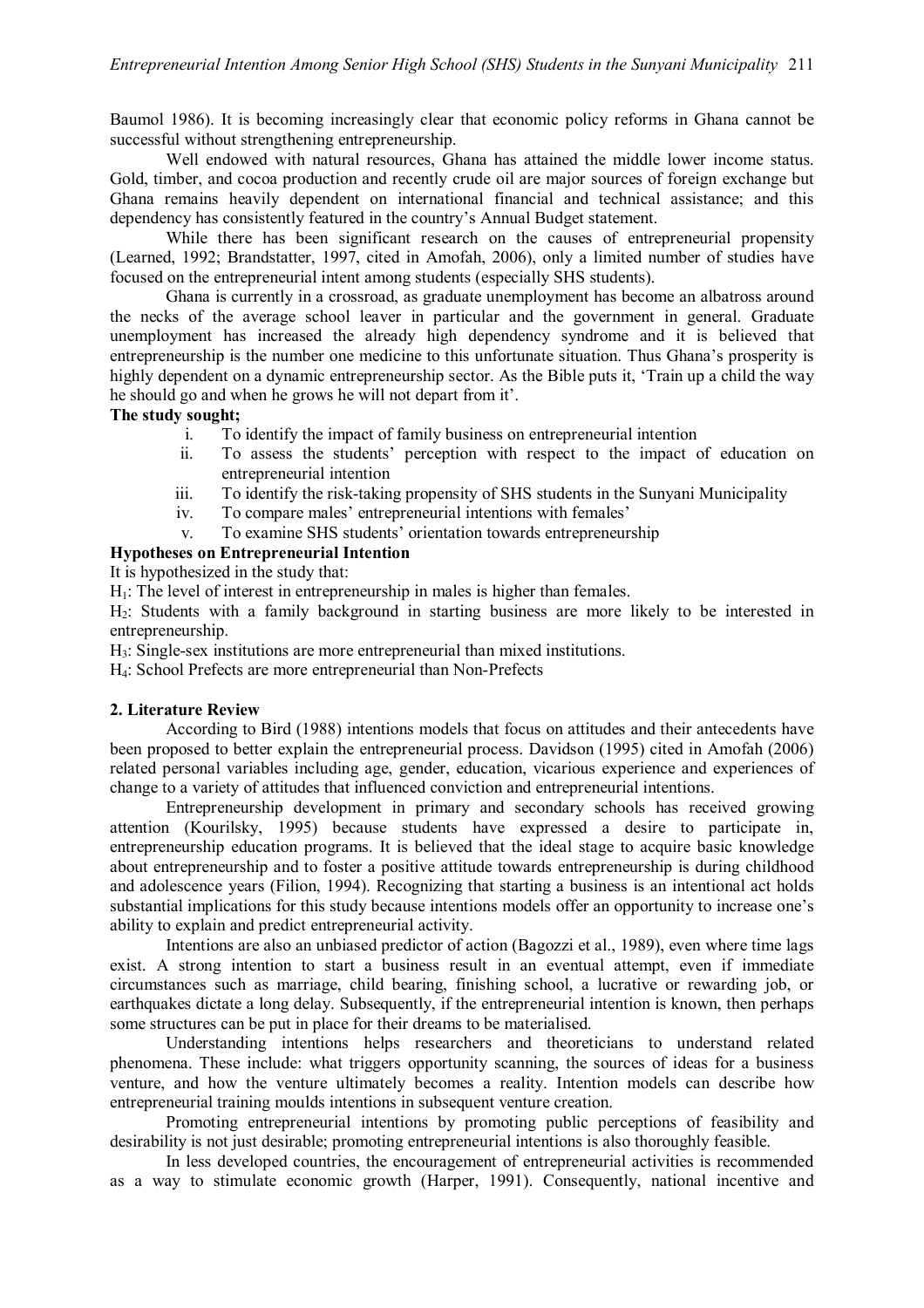Baumol 1986). It is becoming increasingly clear that economic policy reforms in Ghana cannot be successful without strengthening entrepreneurship.

Well endowed with natural resources, Ghana has attained the middle lower income status. Gold, timber, and cocoa production and recently crude oil are major sources of foreign exchange but Ghana remains heavily dependent on international financial and technical assistance; and this dependency has consistently featured in the country's Annual Budget statement.

While there has been significant research on the causes of entrepreneurial propensity (Learned, 1992; Brandstatter, 1997, cited in Amofah, 2006), only a limited number of studies have focused on the entrepreneurial intent among students (especially SHS students).

Ghana is currently in a crossroad, as graduate unemployment has become an albatross around the necks of the average school leaver in particular and the government in general. Graduate unemployment has increased the already high dependency syndrome and it is believed that entrepreneurship is the number one medicine to this unfortunate situation. Thus Ghana's prosperity is highly dependent on a dynamic entrepreneurship sector. As the Bible puts it, 'Train up a child the way he should go and when he grows he will not depart from it'.

**The study sought;**

i. To identify the impact of family business on entrepreneurial intention
ii. To assess the students' perception with respect to the impact of education on entrepreneurial intention
iii. To identify the risk-taking propensity of SHS students in the Sunyani Municipality
iv. To compare males' entrepreneurial intentions with females'
v. To examine SHS students' orientation towards entrepreneurship

**Hypotheses on Entrepreneurial Intention**

It is hypothesized in the study that:

$H_1$: The level of interest in entrepreneurship in males is higher than females.

$H_2$: Students with a family background in starting business are more likely to be interested in entrepreneurship.

$H_3$: Single-sex institutions are more entrepreneurial than mixed institutions.

$H_4$: School Prefects are more entrepreneurial than Non-Prefects

## 2. Literature Review

According to Bird (1988) intentions models that focus on attitudes and their antecedents have been proposed to better explain the entrepreneurial process. Davidson (1995) cited in Amofah (2006) related personal variables including age, gender, education, vicarious experience and experiences of change to a variety of attitudes that influenced conviction and entrepreneurial intentions.

Entrepreneurship development in primary and secondary schools has received growing attention (Kourilsky, 1995) because students have expressed a desire to participate in, entrepreneurship education programs. It is believed that the ideal stage to acquire basic knowledge about entrepreneurship and to foster a positive attitude towards entrepreneurship is during childhood and adolescence years (Filion, 1994). Recognizing that starting a business is an intentional act holds substantial implications for this study because intentions models offer an opportunity to increase one's ability to explain and predict entrepreneurial activity.

Intentions are also an unbiased predictor of action (Bagozzi et al., 1989), even where time lags exist. A strong intention to start a business result in an eventual attempt, even if immediate circumstances such as marriage, child bearing, finishing school, a lucrative or rewarding job, or earthquakes dictate a long delay. Subsequently, if the entrepreneurial intention is known, then perhaps some structures can be put in place for their dreams to be materialised.

Understanding intentions helps researchers and theoreticians to understand related phenomena. These include: what triggers opportunity scanning, the sources of ideas for a business venture, and how the venture ultimately becomes a reality. Intention models can describe how entrepreneurial training moulds intentions in subsequent venture creation.

Promoting entrepreneurial intentions by promoting public perceptions of feasibility and desirability is not just desirable; promoting entrepreneurial intentions is also thoroughly feasible.

In less developed countries, the encouragement of entrepreneurial activities is recommended as a way to stimulate economic growth (Harper, 1991). Consequently, national incentive and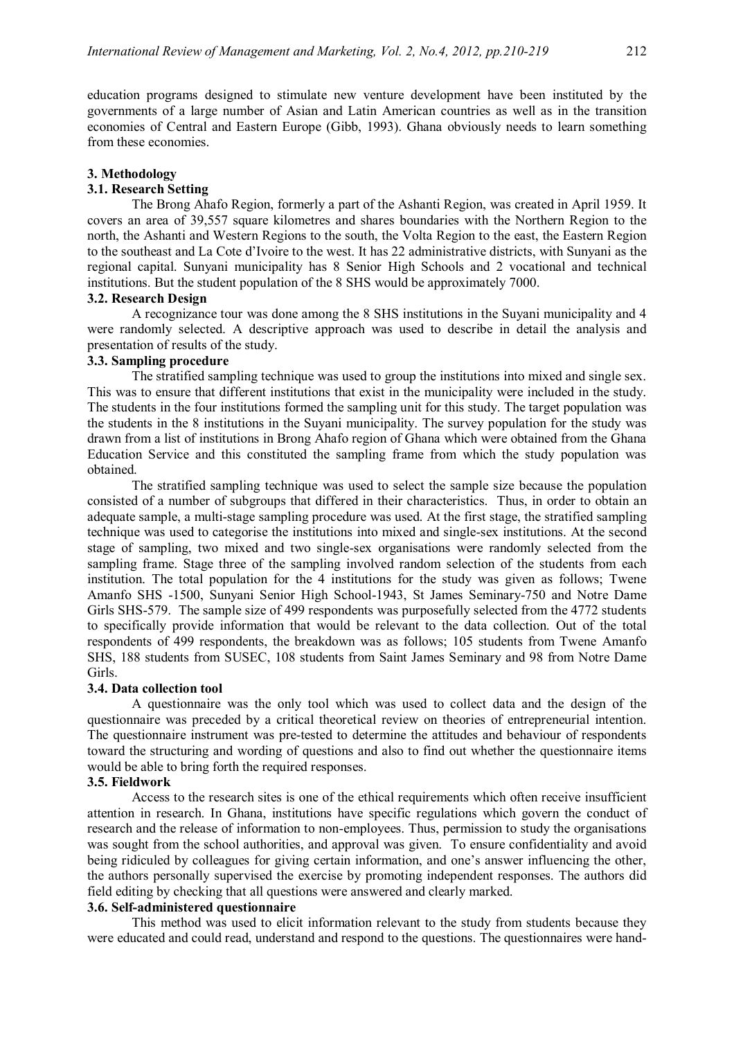education programs designed to stimulate new venture development have been instituted by the governments of a large number of Asian and Latin American countries as well as in the transition economies of Central and Eastern Europe (Gibb, 1993). Ghana obviously needs to learn something from these economies.

## 3. Methodology

### 3.1. Research Setting

The Brong Ahafo Region, formerly a part of the Ashanti Region, was created in April 1959. It covers an area of 39,557 square kilometres and shares boundaries with the Northern Region to the north, the Ashanti and Western Regions to the south, the Volta Region to the east, the Eastern Region to the southeast and La Cote d'Ivoire to the west. It has 22 administrative districts, with Sunyani as the regional capital. Sunyani municipality has 8 Senior High Schools and 2 vocational and technical institutions. But the student population of the 8 SHS would be approximately 7000.

### 3.2. Research Design

A recognizance tour was done among the 8 SHS institutions in the Suyani municipality and 4 were randomly selected. A descriptive approach was used to describe in detail the analysis and presentation of results of the study.

### 3.3. Sampling procedure

The stratified sampling technique was used to group the institutions into mixed and single sex. This was to ensure that different institutions that exist in the municipality were included in the study. The students in the four institutions formed the sampling unit for this study. The target population was the students in the 8 institutions in the Suyani municipality. The survey population for the study was drawn from a list of institutions in Brong Ahafo region of Ghana which were obtained from the Ghana Education Service and this constituted the sampling frame from which the study population was obtained.

The stratified sampling technique was used to select the sample size because the population consisted of a number of subgroups that differed in their characteristics. Thus, in order to obtain an adequate sample, a multi-stage sampling procedure was used. At the first stage, the stratified sampling technique was used to categorise the institutions into mixed and single-sex institutions. At the second stage of sampling, two mixed and two single-sex organisations were randomly selected from the sampling frame. Stage three of the sampling involved random selection of the students from each institution. The total population for the 4 institutions for the study was given as follows; Twene Amanfo SHS -1500, Sunyani Senior High School-1943, St James Seminary-750 and Notre Dame Girls SHS-579. The sample size of 499 respondents was purposefully selected from the 4772 students to specifically provide information that would be relevant to the data collection. Out of the total respondents of 499 respondents, the breakdown was as follows; 105 students from Twene Amanfo SHS, 188 students from SUSEC, 108 students from Saint James Seminary and 98 from Notre Dame Girls.

### 3.4. Data collection tool

A questionnaire was the only tool which was used to collect data and the design of the questionnaire was preceded by a critical theoretical review on theories of entrepreneurial intention. The questionnaire instrument was pre-tested to determine the attitudes and behaviour of respondents toward the structuring and wording of questions and also to find out whether the questionnaire items would be able to bring forth the required responses.

### 3.5. Fieldwork

Access to the research sites is one of the ethical requirements which often receive insufficient attention in research. In Ghana, institutions have specific regulations which govern the conduct of research and the release of information to non-employees. Thus, permission to study the organisations was sought from the school authorities, and approval was given. To ensure confidentiality and avoid being ridiculed by colleagues for giving certain information, and one's answer influencing the other, the authors personally supervised the exercise by promoting independent responses. The authors did field editing by checking that all questions were answered and clearly marked.

### 3.6. Self-administered questionnaire

This method was used to elicit information relevant to the study from students because they were educated and could read, understand and respond to the questions. The questionnaires were hand-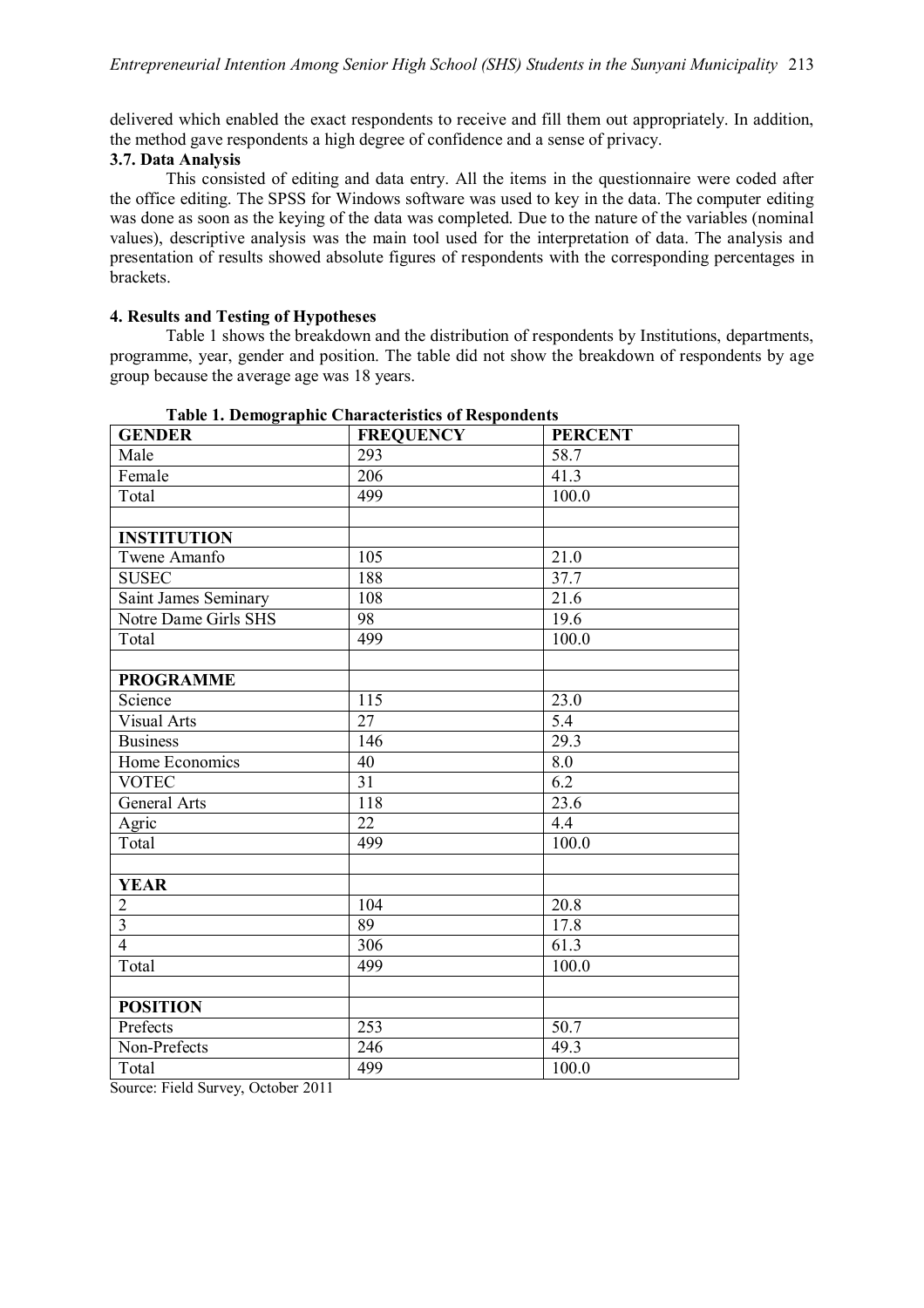delivered which enabled the exact respondents to receive and fill them out appropriately. In addition, the method gave respondents a high degree of confidence and a sense of privacy.

### 3.7. Data Analysis

This consisted of editing and data entry. All the items in the questionnaire were coded after the office editing. The SPSS for Windows software was used to key in the data. The computer editing was done as soon as the keying of the data was completed. Due to the nature of the variables (nominal values), descriptive analysis was the main tool used for the interpretation of data. The analysis and presentation of results showed absolute figures of respondents with the corresponding percentages in brackets.

## 4. Results and Testing of Hypotheses

Table 1 shows the breakdown and the distribution of respondents by Institutions, departments, programme, year, gender and position. The table did not show the breakdown of respondents by age group because the average age was 18 years.

**Table 1. Demographic Characteristics of Respondents**

| GENDER | FREQUENCY | PERCENT |
|---|---|---|
| Male | 293 | 58.7 |
| Female | 206 | 41.3 |
| Total | 499 | 100.0 |
| | | |
| **INSTITUTION** | | |
| Twene Amanfo | 105 | 21.0 |
| SUSEC | 188 | 37.7 |
| Saint James Seminary | 108 | 21.6 |
| Notre Dame Girls SHS | 98 | 19.6 |
| Total | 499 | 100.0 |
| | | |
| **PROGRAMME** | | |
| Science | 115 | 23.0 |
| Visual Arts | 27 | 5.4 |
| Business | 146 | 29.3 |
| Home Economics | 40 | 8.0 |
| VOTEC | 31 | 6.2 |
| General Arts | 118 | 23.6 |
| Agric | 22 | 4.4 |
| Total | 499 | 100.0 |
| | | |
| **YEAR** | | |
| 2 | 104 | 20.8 |
| 3 | 89 | 17.8 |
| 4 | 306 | 61.3 |
| Total | 499 | 100.0 |
| | | |
| **POSITION** | | |
| Prefects | 253 | 50.7 |
| Non-Prefects | 246 | 49.3 |
| Total | 499 | 100.0 |

Source: Field Survey, October 2011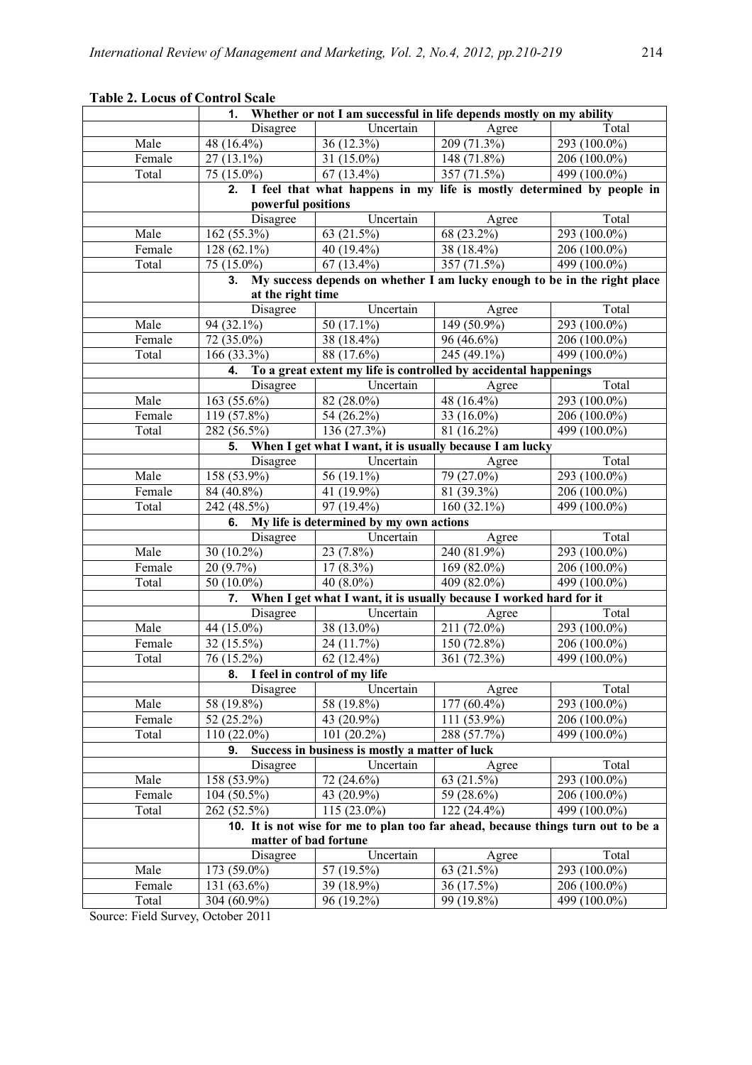**Table 2. Locus of Control Scale**

| | **1. Whether or not I am successful in life depends mostly on my ability** | | | |
|---|---|---|---|---|
| | Disagree | Uncertain | Agree | Total |
| Male | 48 (16.4%) | 36 (12.3%) | 209 (71.3%) | 293 (100.0%) |
| Female | 27 (13.1%) | 31 (15.0%) | 148 (71.8%) | 206 (100.0%) |
| Total | 75 (15.0%) | 67 (13.4%) | 357 (71.5%) | 499 (100.0%) |
| | **2. I feel that what happens in my life is mostly determined by people in powerful positions** | | | |
| | Disagree | Uncertain | Agree | Total |
| Male | 162 (55.3%) | 63 (21.5%) | 68 (23.2%) | 293 (100.0%) |
| Female | 128 (62.1%) | 40 (19.4%) | 38 (18.4%) | 206 (100.0%) |
| Total | 75 (15.0%) | 67 (13.4%) | 357 (71.5%) | 499 (100.0%) |
| | **3. My success depends on whether I am lucky enough to be in the right place at the right time** | | | |
| | Disagree | Uncertain | Agree | Total |
| Male | 94 (32.1%) | 50 (17.1%) | 149 (50.9%) | 293 (100.0%) |
| Female | 72 (35.0%) | 38 (18.4%) | 96 (46.6%) | 206 (100.0%) |
| Total | 166 (33.3%) | 88 (17.6%) | 245 (49.1%) | 499 (100.0%) |
| | **4. To a great extent my life is controlled by accidental happenings** | | | |
| | Disagree | Uncertain | Agree | Total |
| Male | 163 (55.6%) | 82 (28.0%) | 48 (16.4%) | 293 (100.0%) |
| Female | 119 (57.8%) | 54 (26.2%) | 33 (16.0%) | 206 (100.0%) |
| Total | 282 (56.5%) | 136 (27.3%) | 81 (16.2%) | 499 (100.0%) |
| | **5. When I get what I want, it is usually because I am lucky** | | | |
| | Disagree | Uncertain | Agree | Total |
| Male | 158 (53.9%) | 56 (19.1%) | 79 (27.0%) | 293 (100.0%) |
| Female | 84 (40.8%) | 41 (19.9%) | 81 (39.3%) | 206 (100.0%) |
| Total | 242 (48.5%) | 97 (19.4%) | 160 (32.1%) | 499 (100.0%) |
| | **6. My life is determined by my own actions** | | | |
| | Disagree | Uncertain | Agree | Total |
| Male | 30 (10.2%) | 23 (7.8%) | 240 (81.9%) | 293 (100.0%) |
| Female | 20 (9.7%) | 17 (8.3%) | 169 (82.0%) | 206 (100.0%) |
| Total | 50 (10.0%) | 40 (8.0%) | 409 (82.0%) | 499 (100.0%) |
| | **7. When I get what I want, it is usually because I worked hard for it** | | | |
| | Disagree | Uncertain | Agree | Total |
| Male | 44 (15.0%) | 38 (13.0%) | 211 (72.0%) | 293 (100.0%) |
| Female | 32 (15.5%) | 24 (11.7%) | 150 (72.8%) | 206 (100.0%) |
| Total | 76 (15.2%) | 62 (12.4%) | 361 (72.3%) | 499 (100.0%) |
| | **8. I feel in control of my life** | | | |
| | Disagree | Uncertain | Agree | Total |
| Male | 58 (19.8%) | 58 (19.8%) | 177 (60.4%) | 293 (100.0%) |
| Female | 52 (25.2%) | 43 (20.9%) | 111 (53.9%) | 206 (100.0%) |
| Total | 110 (22.0%) | 101 (20.2%) | 288 (57.7%) | 499 (100.0%) |
| | **9. Success in business is mostly a matter of luck** | | | |
| | Disagree | Uncertain | Agree | Total |
| Male | 158 (53.9%) | 72 (24.6%) | 63 (21.5%) | 293 (100.0%) |
| Female | 104 (50.5%) | 43 (20.9%) | 59 (28.6%) | 206 (100.0%) |
| Total | 262 (52.5%) | 115 (23.0%) | 122 (24.4%) | 499 (100.0%) |
| | **10. It is not wise for me to plan too far ahead, because things turn out to be a matter of bad fortune** | | | |
| | Disagree | Uncertain | Agree | Total |
| Male | 173 (59.0%) | 57 (19.5%) | 63 (21.5%) | 293 (100.0%) |
| Female | 131 (63.6%) | 39 (18.9%) | 36 (17.5%) | 206 (100.0%) |
| Total | 304 (60.9%) | 96 (19.2%) | 99 (19.8%) | 499 (100.0%) |

Source: Field Survey, October 2011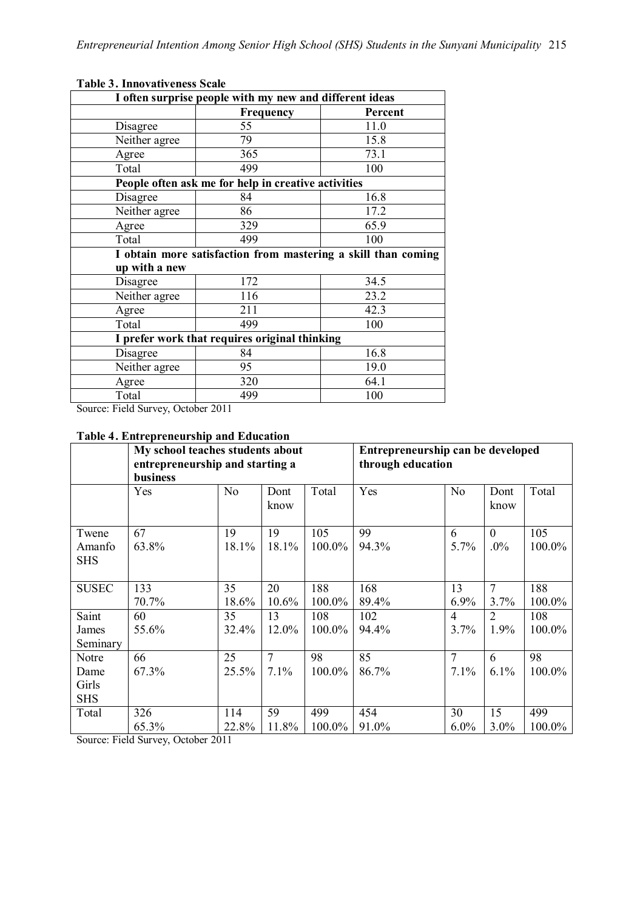**Table 3. Innovativeness Scale**

| | Frequency | Percent |
|---|---|---|
| **I often surprise people with my new and different ideas** | | |
| Disagree | 55 | 11.0 |
| Neither agree | 79 | 15.8 |
| Agree | 365 | 73.1 |
| Total | 499 | 100 |
| **People often ask me for help in creative activities** | | |
| Disagree | 84 | 16.8 |
| Neither agree | 86 | 17.2 |
| Agree | 329 | 65.9 |
| Total | 499 | 100 |
| **I obtain more satisfaction from mastering a skill than coming up with a new** | | |
| Disagree | 172 | 34.5 |
| Neither agree | 116 | 23.2 |
| Agree | 211 | 42.3 |
| Total | 499 | 100 |
| **I prefer work that requires original thinking** | | |
| Disagree | 84 | 16.8 |
| Neither agree | 95 | 19.0 |
| Agree | 320 | 64.1 |
| Total | 499 | 100 |

Source: Field Survey, October 2011

**Table 4. Entrepreneurship and Education**

| | My school teaches students about entrepreneurship and starting a business | | | | Entrepreneurship can be developed through education | | | |
|---|---|---|---|---|---|---|---|---|
| | Yes | No | Dont know | Total | Yes | No | Dont know | Total |
| Twene Amanfo SHS | 67<br>63.8% | 19<br>18.1% | 19<br>18.1% | 105<br>100.0% | 99<br>94.3% | 6<br>5.7% | 0<br>.0% | 105<br>100.0% |
| SUSEC | 133<br>70.7% | 35<br>18.6% | 20<br>10.6% | 188<br>100.0% | 168<br>89.4% | 13<br>6.9% | 7<br>3.7% | 188<br>100.0% |
| Saint James Seminary | 60<br>55.6% | 35<br>32.4% | 13<br>12.0% | 108<br>100.0% | 102<br>94.4% | 4<br>3.7% | 2<br>1.9% | 108<br>100.0% |
| Notre Dame Girls SHS | 66<br>67.3% | 25<br>25.5% | 7<br>7.1% | 98<br>100.0% | 85<br>86.7% | 7<br>7.1% | 6<br>6.1% | 98<br>100.0% |
| Total | 326<br>65.3% | 114<br>22.8% | 59<br>11.8% | 499<br>100.0% | 454<br>91.0% | 30<br>6.0% | 15<br>3.0% | 499<br>100.0% |

Source: Field Survey, October 2011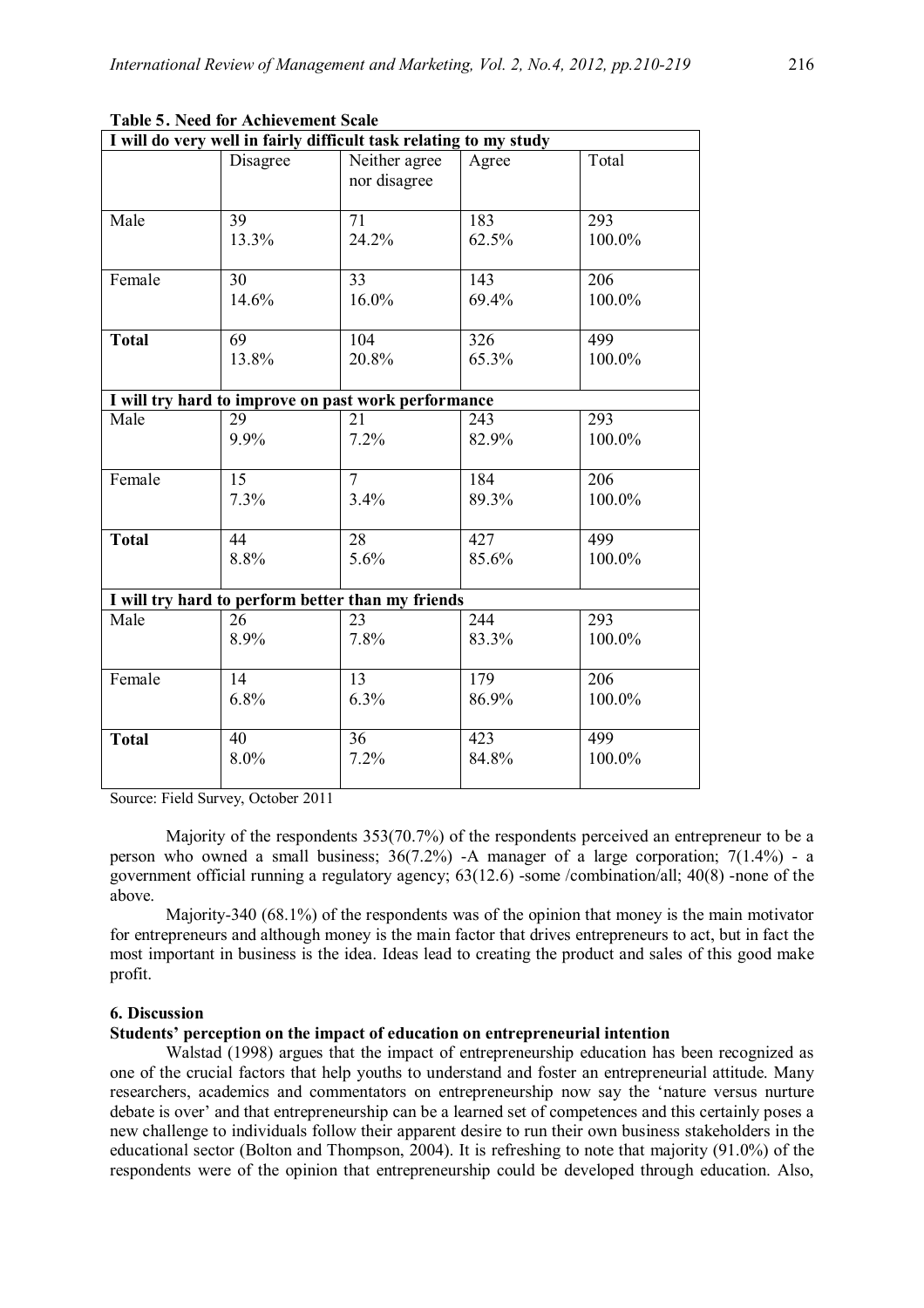**Table 5. Need for Achievement Scale**

| I will do very well in fairly difficult task relating to my study | | | | |
|---|---|---|---|---|
| | Disagree | Neither agree nor disagree | Agree | Total |
| Male | 39<br>13.3% | 71<br>24.2% | 183<br>62.5% | 293<br>100.0% |
| Female | 30<br>14.6% | 33<br>16.0% | 143<br>69.4% | 206<br>100.0% |
| **Total** | 69<br>13.8% | 104<br>20.8% | 326<br>65.3% | 499<br>100.0% |
| **I will try hard to improve on past work performance** | | | | |
| Male | 29<br>9.9% | 21<br>7.2% | 243<br>82.9% | 293<br>100.0% |
| Female | 15<br>7.3% | 7<br>3.4% | 184<br>89.3% | 206<br>100.0% |
| **Total** | 44<br>8.8% | 28<br>5.6% | 427<br>85.6% | 499<br>100.0% |
| **I will try hard to perform better than my friends** | | | | |
| Male | 26<br>8.9% | 23<br>7.8% | 244<br>83.3% | 293<br>100.0% |
| Female | 14<br>6.8% | 13<br>6.3% | 179<br>86.9% | 206<br>100.0% |
| **Total** | 40<br>8.0% | 36<br>7.2% | 423<br>84.8% | 499<br>100.0% |

Source: Field Survey, October 2011

Majority of the respondents 353(70.7%) of the respondents perceived an entrepreneur to be a person who owned a small business; 36(7.2%) -A manager of a large corporation; 7(1.4%) - a government official running a regulatory agency; 63(12.6) -some /combination/all; 40(8) -none of the above.

Majority-340 (68.1%) of the respondents was of the opinion that money is the main motivator for entrepreneurs and although money is the main factor that drives entrepreneurs to act, but in fact the most important in business is the idea. Ideas lead to creating the product and sales of this good make profit.

## 6. Discussion

### Students' perception on the impact of education on entrepreneurial intention

Walstad (1998) argues that the impact of entrepreneurship education has been recognized as one of the crucial factors that help youths to understand and foster an entrepreneurial attitude. Many researchers, academics and commentators on entrepreneurship now say the 'nature versus nurture debate is over' and that entrepreneurship can be a learned set of competences and this certainly poses a new challenge to individuals follow their apparent desire to run their own business stakeholders in the educational sector (Bolton and Thompson, 2004). It is refreshing to note that majority (91.0%) of the respondents were of the opinion that entrepreneurship could be developed through education. Also,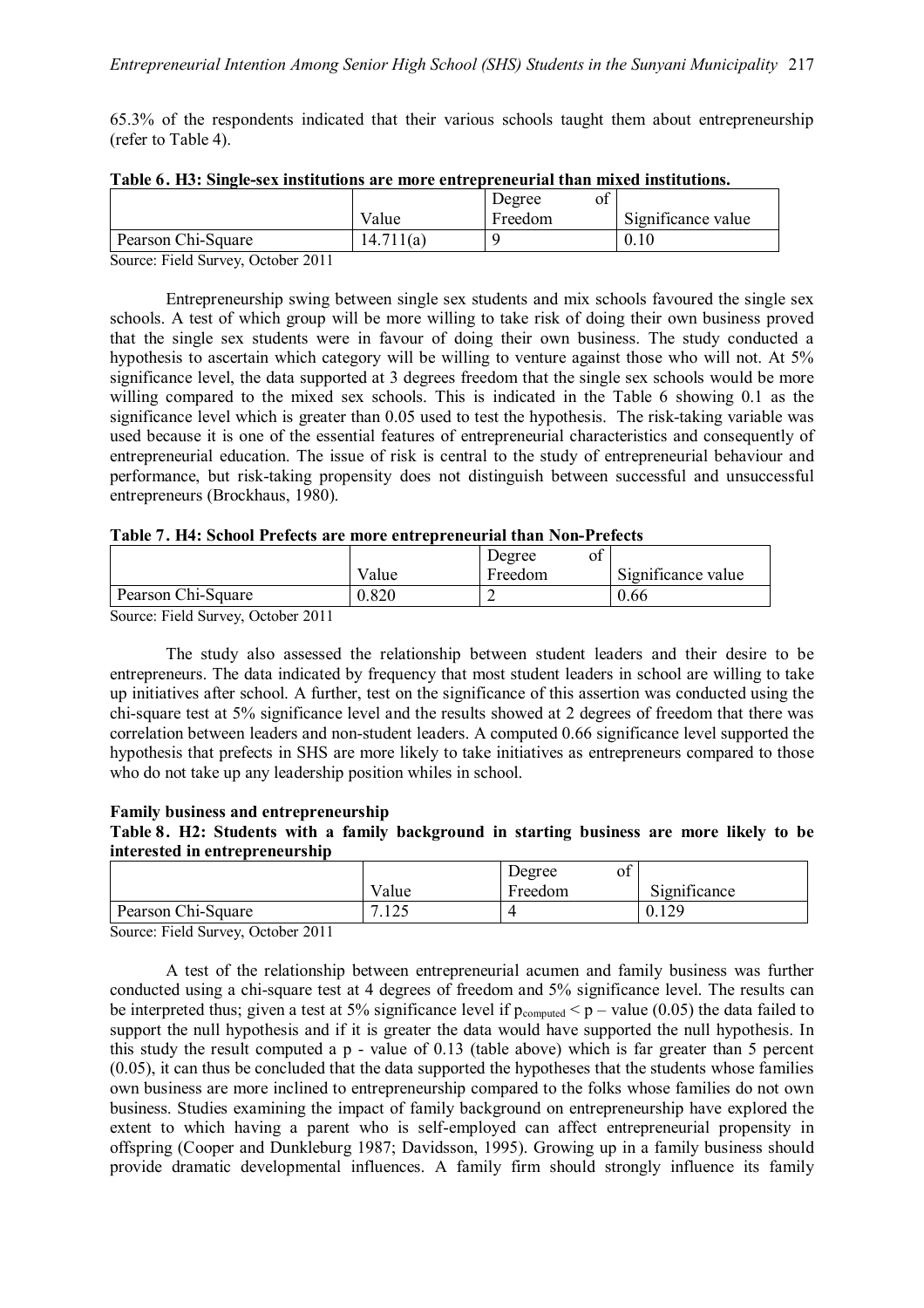65.3% of the respondents indicated that their various schools taught them about entrepreneurship (refer to Table 4).

**Table 6. H3: Single-sex institutions are more entrepreneurial than mixed institutions.**

| | Value | Degree of Freedom | Significance value |
|---|---|---|---|
| Pearson Chi-Square | 14.711(a) | 9 | 0.10 |

Source: Field Survey, October 2011

Entrepreneurship swing between single sex students and mix schools favoured the single sex schools. A test of which group will be more willing to take risk of doing their own business proved that the single sex students were in favour of doing their own business. The study conducted a hypothesis to ascertain which category will be willing to venture against those who will not. At 5% significance level, the data supported at 3 degrees freedom that the single sex schools would be more willing compared to the mixed sex schools. This is indicated in the Table 6 showing 0.1 as the significance level which is greater than 0.05 used to test the hypothesis. The risk-taking variable was used because it is one of the essential features of entrepreneurial characteristics and consequently of entrepreneurial education. The issue of risk is central to the study of entrepreneurial behaviour and performance, but risk-taking propensity does not distinguish between successful and unsuccessful entrepreneurs (Brockhaus, 1980).

**Table 7. H4: School Prefects are more entrepreneurial than Non-Prefects**

| | Value | Degree of Freedom | Significance value |
|---|---|---|---|
| Pearson Chi-Square | 0.820 | 2 | 0.66 |

Source: Field Survey, October 2011

The study also assessed the relationship between student leaders and their desire to be entrepreneurs. The data indicated by frequency that most student leaders in school are willing to take up initiatives after school. A further, test on the significance of this assertion was conducted using the chi-square test at 5% significance level and the results showed at 2 degrees of freedom that there was correlation between leaders and non-student leaders. A computed 0.66 significance level supported the hypothesis that prefects in SHS are more likely to take initiatives as entrepreneurs compared to those who do not take up any leadership position whiles in school.

**Family business and entrepreneurship**

**Table 8. H2: Students with a family background in starting business are more likely to be interested in entrepreneurship**

| | Value | Degree of Freedom | Significance |
|---|---|---|---|
| Pearson Chi-Square | 7.125 | 4 | 0.129 |

Source: Field Survey, October 2011

A test of the relationship between entrepreneurial acumen and family business was further conducted using a chi-square test at 4 degrees of freedom and 5% significance level. The results can be interpreted thus; given a test at 5% significance level if $p_{computed} < p$ – value (0.05) the data failed to support the null hypothesis and if it is greater the data would have supported the null hypothesis. In this study the result computed a p - value of 0.13 (table above) which is far greater than 5 percent (0.05), it can thus be concluded that the data supported the hypotheses that the students whose families own business are more inclined to entrepreneurship compared to the folks whose families do not own business. Studies examining the impact of family background on entrepreneurship have explored the extent to which having a parent who is self-employed can affect entrepreneurial propensity in offspring (Cooper and Dunkleburg 1987; Davidsson, 1995). Growing up in a family business should provide dramatic developmental influences. A family firm should strongly influence its family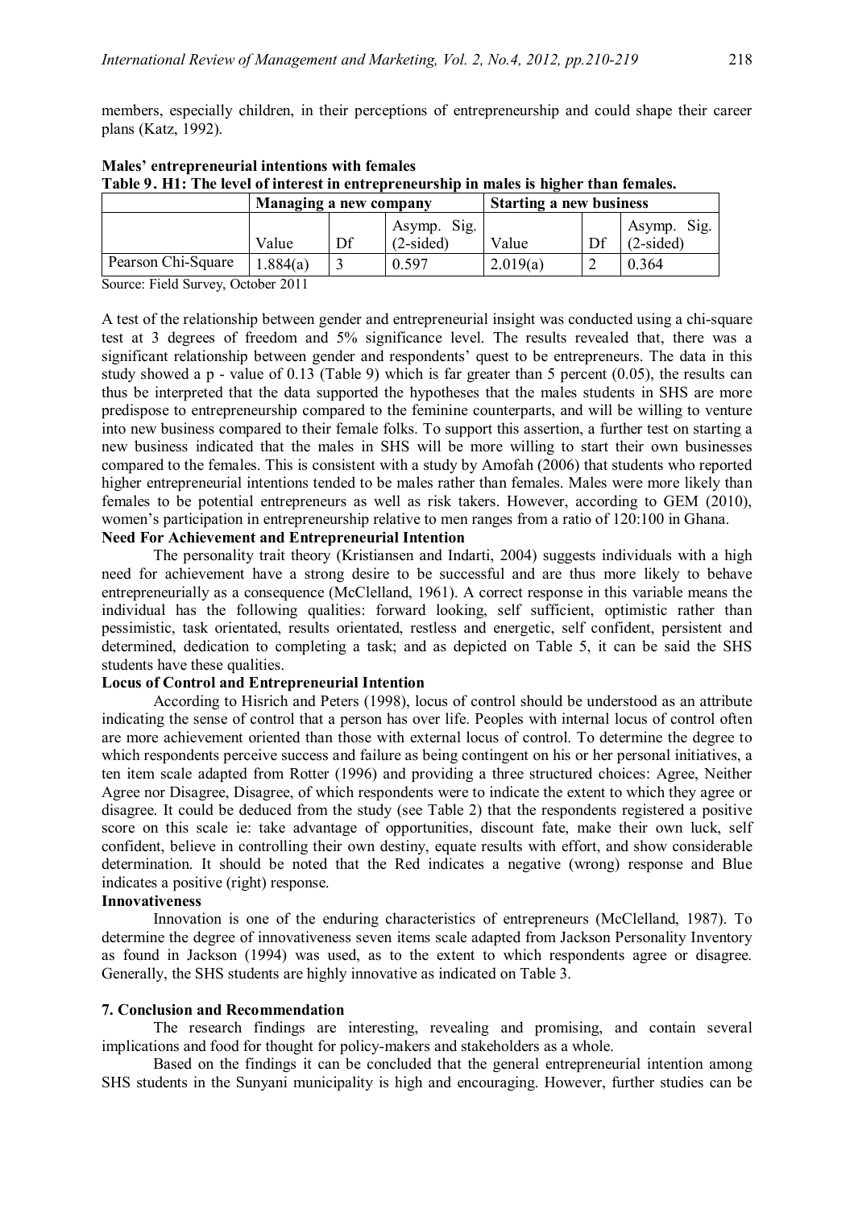members, especially children, in their perceptions of entrepreneurship and could shape their career plans (Katz, 1992).

**Males' entrepreneurial intentions with females**

**Table 9. H1: The level of interest in entrepreneurship in males is higher than females.**

| | Managing a new company | | | Starting a new business | | |
|---|---|---|---|---|---|---|
| | Value | Df | Asymp. Sig. (2-sided) | Value | Df | Asymp. Sig. (2-sided) |
| Pearson Chi-Square | 1.884(a) | 3 | 0.597 | 2.019(a) | 2 | 0.364 |

Source: Field Survey, October 2011

A test of the relationship between gender and entrepreneurial insight was conducted using a chi-square test at 3 degrees of freedom and 5% significance level. The results revealed that, there was a significant relationship between gender and respondents' quest to be entrepreneurs. The data in this study showed a p - value of 0.13 (Table 9) which is far greater than 5 percent (0.05), the results can thus be interpreted that the data supported the hypotheses that the males students in SHS are more predispose to entrepreneurship compared to the feminine counterparts, and will be willing to venture into new business compared to their female folks. To support this assertion, a further test on starting a new business indicated that the males in SHS will be more willing to start their own businesses compared to the females. This is consistent with a study by Amofah (2006) that students who reported higher entrepreneurial intentions tended to be males rather than females. Males were more likely than females to be potential entrepreneurs as well as risk takers. However, according to GEM (2010), women's participation in entrepreneurship relative to men ranges from a ratio of 120:100 in Ghana.

**Need For Achievement and Entrepreneurial Intention**

The personality trait theory (Kristiansen and Indarti, 2004) suggests individuals with a high need for achievement have a strong desire to be successful and are thus more likely to behave entrepreneurially as a consequence (McClelland, 1961). A correct response in this variable means the individual has the following qualities: forward looking, self sufficient, optimistic rather than pessimistic, task orientated, results orientated, restless and energetic, self confident, persistent and determined, dedication to completing a task; and as depicted on Table 5, it can be said the SHS students have these qualities.

**Locus of Control and Entrepreneurial Intention**

According to Hisrich and Peters (1998), locus of control should be understood as an attribute indicating the sense of control that a person has over life. Peoples with internal locus of control often are more achievement oriented than those with external locus of control. To determine the degree to which respondents perceive success and failure as being contingent on his or her personal initiatives, a ten item scale adapted from Rotter (1996) and providing a three structured choices: Agree, Neither Agree nor Disagree, Disagree, of which respondents were to indicate the extent to which they agree or disagree. It could be deduced from the study (see Table 2) that the respondents registered a positive score on this scale ie: take advantage of opportunities, discount fate, make their own luck, self confident, believe in controlling their own destiny, equate results with effort, and show considerable determination. It should be noted that the Red indicates a negative (wrong) response and Blue indicates a positive (right) response.

**Innovativeness**

Innovation is one of the enduring characteristics of entrepreneurs (McClelland, 1987). To determine the degree of innovativeness seven items scale adapted from Jackson Personality Inventory as found in Jackson (1994) was used, as to the extent to which respondents agree or disagree. Generally, the SHS students are highly innovative as indicated on Table 3.

## 7. Conclusion and Recommendation

The research findings are interesting, revealing and promising, and contain several implications and food for thought for policy-makers and stakeholders as a whole.

Based on the findings it can be concluded that the general entrepreneurial intention among SHS students in the Sunyani municipality is high and encouraging. However, further studies can be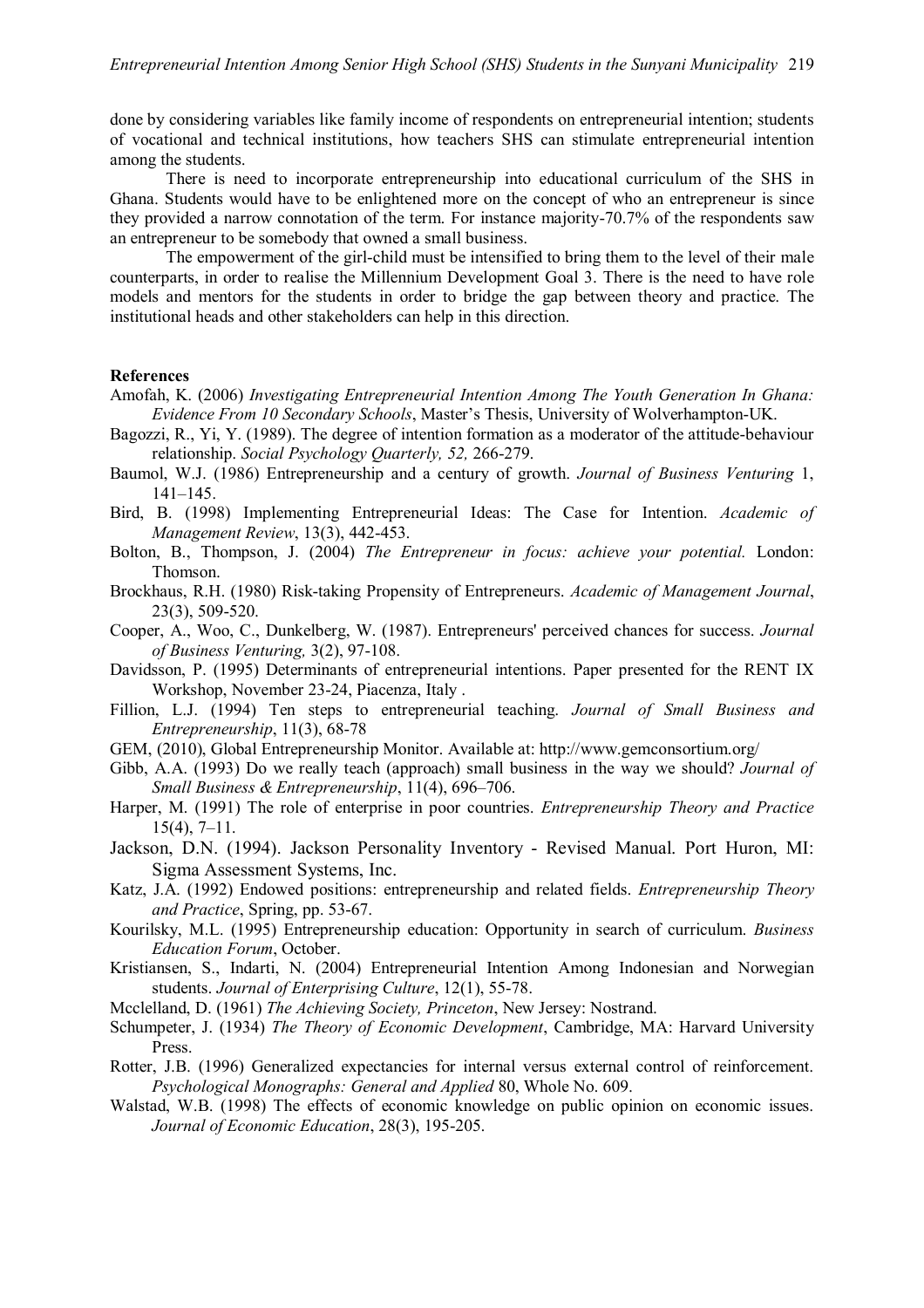done by considering variables like family income of respondents on entrepreneurial intention; students of vocational and technical institutions, how teachers SHS can stimulate entrepreneurial intention among the students.

There is need to incorporate entrepreneurship into educational curriculum of the SHS in Ghana. Students would have to be enlightened more on the concept of who an entrepreneur is since they provided a narrow connotation of the term. For instance majority-70.7% of the respondents saw an entrepreneur to be somebody that owned a small business.

The empowerment of the girl-child must be intensified to bring them to the level of their male counterparts, in order to realise the Millennium Development Goal 3. There is the need to have role models and mentors for the students in order to bridge the gap between theory and practice. The institutional heads and other stakeholders can help in this direction.

**References**

Amofah, K. (2006) *Investigating Entrepreneurial Intention Among The Youth Generation In Ghana: Evidence From 10 Secondary Schools*, Master's Thesis, University of Wolverhampton-UK.

Bagozzi, R., Yi, Y. (1989). The degree of intention formation as a moderator of the attitude-behaviour relationship. *Social Psychology Quarterly, 52,* 266-279.

Baumol, W.J. (1986) Entrepreneurship and a century of growth. *Journal of Business Venturing* 1, 141–145.

Bird, B. (1998) Implementing Entrepreneurial Ideas: The Case for Intention. *Academic of Management Review*, 13(3), 442-453.

Bolton, B., Thompson, J. (2004) *The Entrepreneur in focus: achieve your potential.* London: Thomson.

Brockhaus, R.H. (1980) Risk-taking Propensity of Entrepreneurs. *Academic of Management Journal*, 23(3), 509-520.

Cooper, A., Woo, C., Dunkelberg, W. (1987). Entrepreneurs' perceived chances for success. *Journal of Business Venturing,* 3(2), 97-108.

Davidsson, P. (1995) Determinants of entrepreneurial intentions. Paper presented for the RENT IX Workshop, November 23-24, Piacenza, Italy .

Fillion, L.J. (1994) Ten steps to entrepreneurial teaching. *Journal of Small Business and Entrepreneurship*, 11(3), 68-78

GEM, (2010), Global Entrepreneurship Monitor. Available at: http://www.gemconsortium.org/

Gibb, A.A. (1993) Do we really teach (approach) small business in the way we should? *Journal of Small Business & Entrepreneurship*, 11(4), 696–706.

Harper, M. (1991) The role of enterprise in poor countries. *Entrepreneurship Theory and Practice* 15(4), 7–11.

Jackson, D.N. (1994). Jackson Personality Inventory - Revised Manual. Port Huron, MI: Sigma Assessment Systems, Inc.

Katz, J.A. (1992) Endowed positions: entrepreneurship and related fields. *Entrepreneurship Theory and Practice*, Spring, pp. 53-67.

Kourilsky, M.L. (1995) Entrepreneurship education: Opportunity in search of curriculum. *Business Education Forum*, October.

Kristiansen, S., Indarti, N. (2004) Entrepreneurial Intention Among Indonesian and Norwegian students. *Journal of Enterprising Culture*, 12(1), 55-78.

Mcclelland, D. (1961) *The Achieving Society, Princeton*, New Jersey: Nostrand.

Schumpeter, J. (1934) *The Theory of Economic Development*, Cambridge, MA: Harvard University Press.

Rotter, J.B. (1996) Generalized expectancies for internal versus external control of reinforcement. *Psychological Monographs: General and Applied* 80, Whole No. 609.

Walstad, W.B. (1998) The effects of economic knowledge on public opinion on economic issues. *Journal of Economic Education*, 28(3), 195-205.